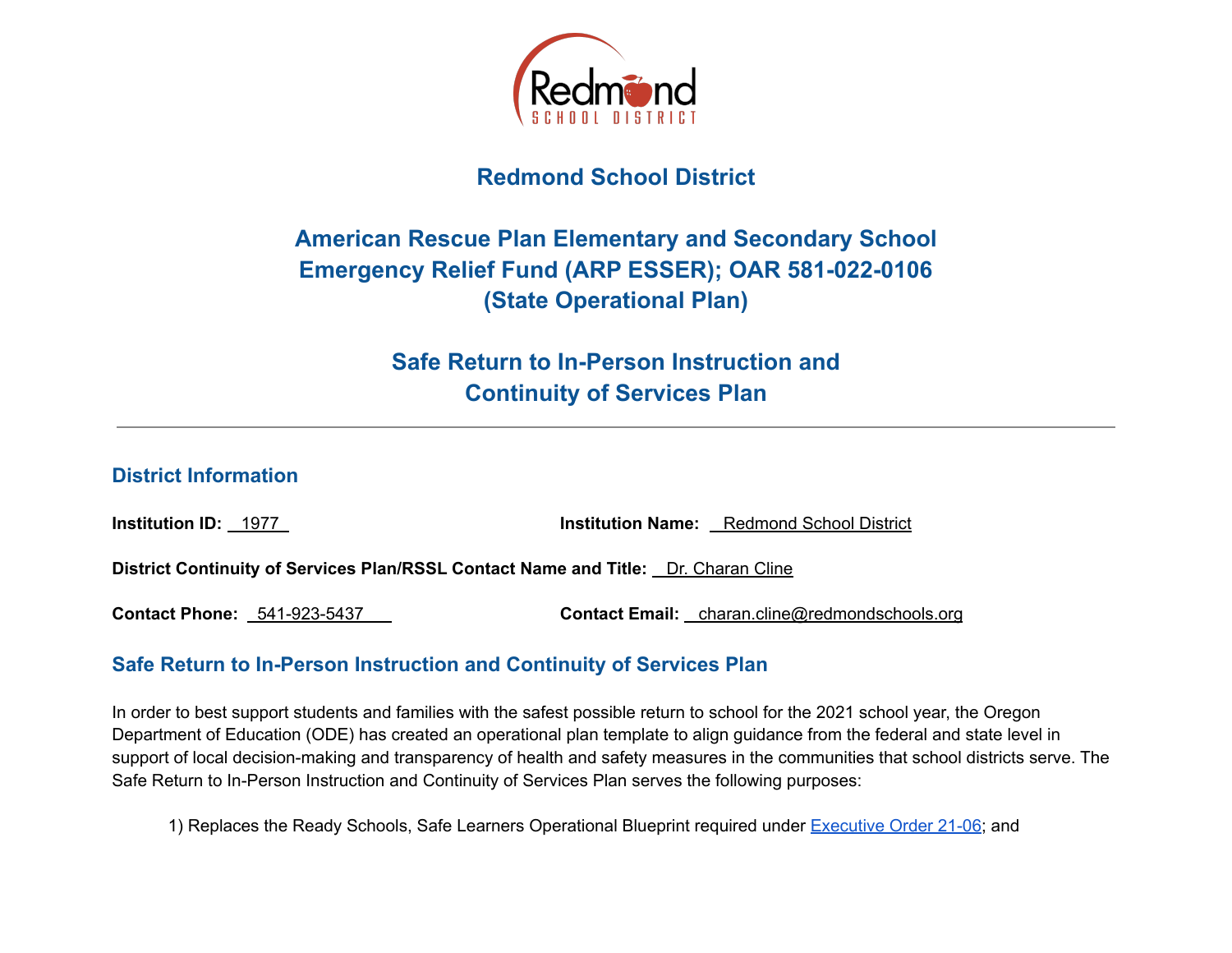# Redmond School District

## American Rescue Plan Elementary and Secondary School Emergency Relief Fund (ARP ESSER); OAR 581-022-0106 (State Operational Plan)

## Safe Return to In-Person Instruction and Continuity of Services Plan

---

### District Information

**Institution ID:** 1977

**Institution Name:** Redmond School District

**District Continuity of Services Plan/RSSL Contact Name and Title:** Dr. Charan Cline

**Contact Phone:** 541-923-5437

**Contact Email:** charan.cline@redmondschools.org

### Safe Return to In-Person Instruction and Continuity of Services Plan

In order to best support students and families with the safest possible return to school for the 2021 school year, the Oregon Department of Education (ODE) has created an operational plan template to align guidance from the federal and state level in support of local decision-making and transparency of health and safety measures in the communities that school districts serve. The Safe Return to In-Person Instruction and Continuity of Services Plan serves the following purposes:

1) Replaces the Ready Schools, Safe Learners Operational Blueprint required under Executive Order 21-06; and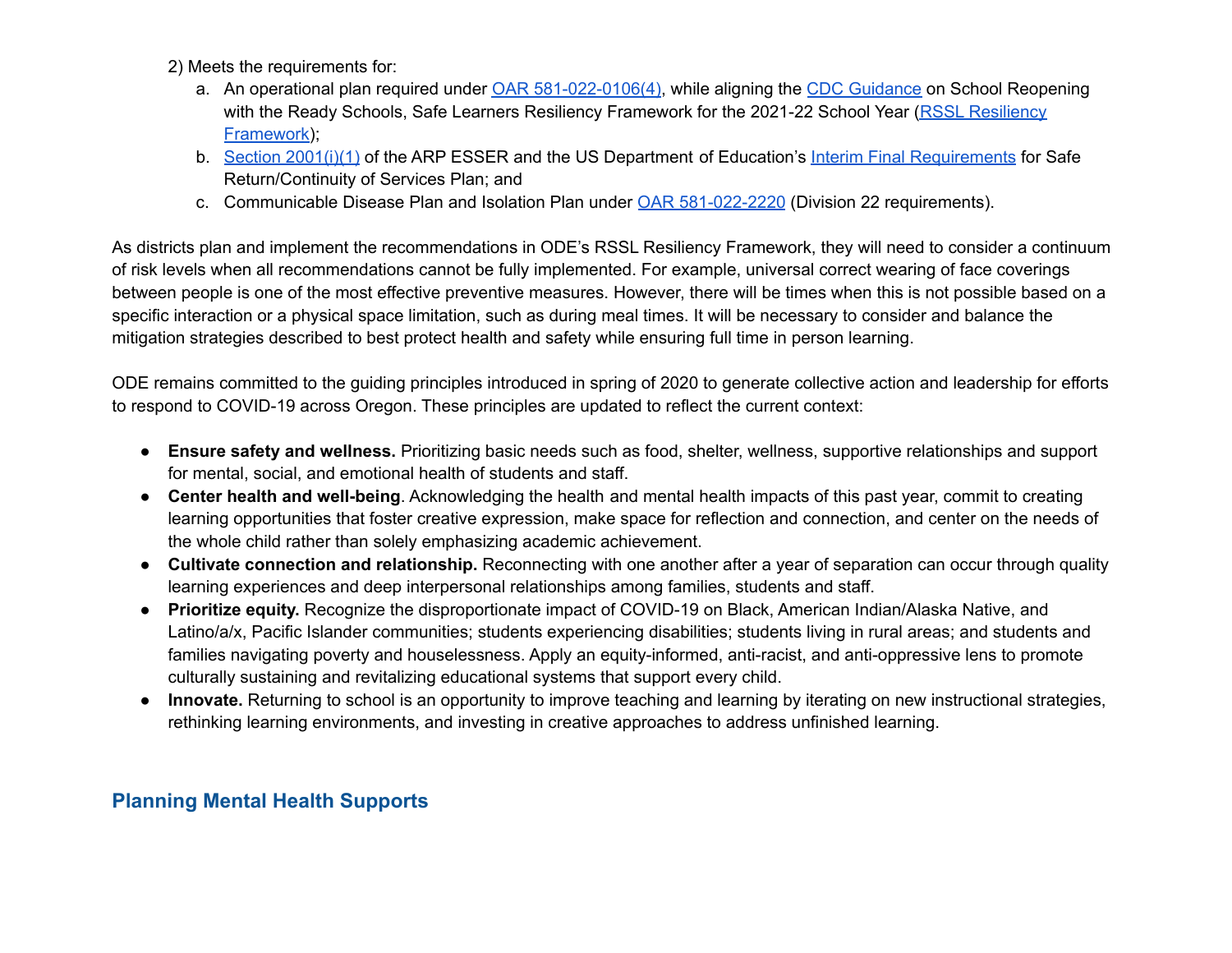2) Meets the requirements for:

   a. An operational plan required under OAR 581-022-0106(4), while aligning the CDC Guidance on School Reopening with the Ready Schools, Safe Learners Resiliency Framework for the 2021-22 School Year (RSSL Resiliency Framework);
   b. Section 2001(i)(1) of the ARP ESSER and the US Department of Education's Interim Final Requirements for Safe Return/Continuity of Services Plan; and
   c. Communicable Disease Plan and Isolation Plan under OAR 581-022-2220 (Division 22 requirements).

As districts plan and implement the recommendations in ODE's RSSL Resiliency Framework, they will need to consider a continuum of risk levels when all recommendations cannot be fully implemented. For example, universal correct wearing of face coverings between people is one of the most effective preventive measures. However, there will be times when this is not possible based on a specific interaction or a physical space limitation, such as during meal times. It will be necessary to consider and balance the mitigation strategies described to best protect health and safety while ensuring full time in person learning.

ODE remains committed to the guiding principles introduced in spring of 2020 to generate collective action and leadership for efforts to respond to COVID-19 across Oregon. These principles are updated to reflect the current context:

- **Ensure safety and wellness.** Prioritizing basic needs such as food, shelter, wellness, supportive relationships and support for mental, social, and emotional health of students and staff.
- **Center health and well-being**. Acknowledging the health and mental health impacts of this past year, commit to creating learning opportunities that foster creative expression, make space for reflection and connection, and center on the needs of the whole child rather than solely emphasizing academic achievement.
- **Cultivate connection and relationship.** Reconnecting with one another after a year of separation can occur through quality learning experiences and deep interpersonal relationships among families, students and staff.
- **Prioritize equity.** Recognize the disproportionate impact of COVID-19 on Black, American Indian/Alaska Native, and Latino/a/x, Pacific Islander communities; students experiencing disabilities; students living in rural areas; and students and families navigating poverty and houselessness. Apply an equity-informed, anti-racist, and anti-oppressive lens to promote culturally sustaining and revitalizing educational systems that support every child.
- **Innovate.** Returning to school is an opportunity to improve teaching and learning by iterating on new instructional strategies, rethinking learning environments, and investing in creative approaches to address unfinished learning.

## Planning Mental Health Supports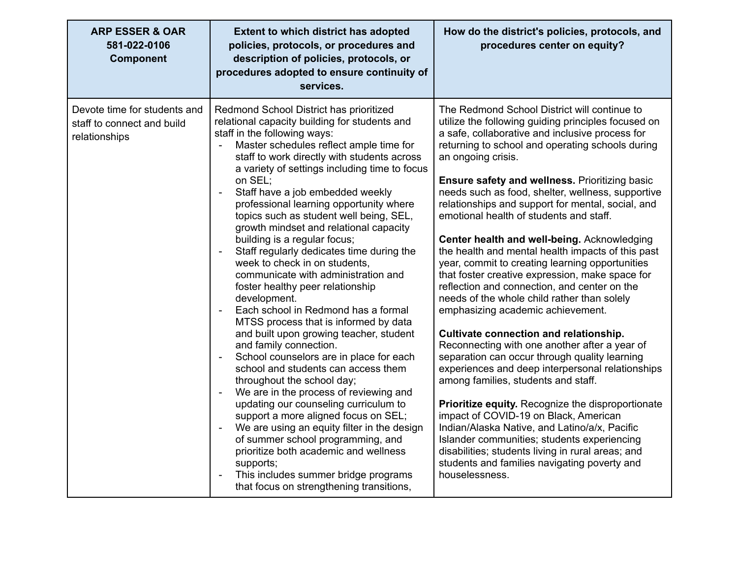| ARP ESSER & OAR 581-022-0106 Component | Extent to which district has adopted policies, protocols, or procedures and description of policies, protocols, or procedures adopted to ensure continuity of services. | How do the district's policies, protocols, and procedures center on equity? |
|---|---|---|
| Devote time for students and staff to connect and build relationships | Redmond School District has prioritized relational capacity building for students and staff in the following ways:<br>- Master schedules reflect ample time for staff to work directly with students across a variety of settings including time to focus on SEL;<br>- Staff have a job embedded weekly professional learning opportunity where topics such as student well being, SEL, growth mindset and relational capacity building is a regular focus;<br>- Staff regularly dedicates time during the week to check in on students, communicate with administration and foster healthy peer relationship development.<br>- Each school in Redmond has a formal MTSS process that is informed by data and built upon growing teacher, student and family connection.<br>- School counselors are in place for each school and students can access them throughout the school day;<br>- We are in the process of reviewing and updating our counseling curriculum to support a more aligned focus on SEL;<br>- We are using an equity filter in the design of summer school programming, and prioritize both academic and wellness supports;<br>- This includes summer bridge programs that focus on strengthening transitions, | The Redmond School District will continue to utilize the following guiding principles focused on a safe, collaborative and inclusive process for returning to school and operating schools during an ongoing crisis.<br><br>**Ensure safety and wellness.** Prioritizing basic needs such as food, shelter, wellness, supportive relationships and support for mental, social, and emotional health of students and staff.<br><br>**Center health and well-being.** Acknowledging the health and mental health impacts of this past year, commit to creating learning opportunities that foster creative expression, make space for reflection and connection, and center on the needs of the whole child rather than solely emphasizing academic achievement.<br><br>**Cultivate connection and relationship.** Reconnecting with one another after a year of separation can occur through quality learning experiences and deep interpersonal relationships among families, students and staff.<br><br>**Prioritize equity.** Recognize the disproportionate impact of COVID-19 on Black, American Indian/Alaska Native, and Latino/a/x, Pacific Islander communities; students experiencing disabilities; students living in rural areas; and students and families navigating poverty and houselessness. |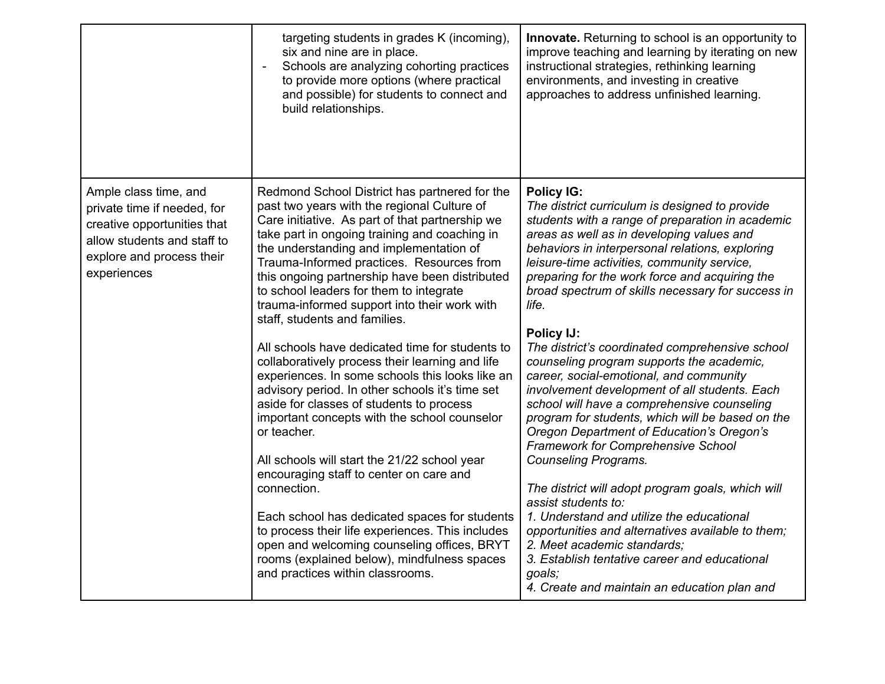| | | |
|---|---|---|
| | targeting students in grades K (incoming), six and nine are in place.<br>- Schools are analyzing cohorting practices to provide more options (where practical and possible) for students to connect and build relationships. | **Innovate.** Returning to school is an opportunity to improve teaching and learning by iterating on new instructional strategies, rethinking learning environments, and investing in creative approaches to address unfinished learning. |
| Ample class time, and private time if needed, for creative opportunities that allow students and staff to explore and process their experiences | Redmond School District has partnered for the past two years with the regional Culture of Care initiative. As part of that partnership we take part in ongoing training and coaching in the understanding and implementation of Trauma-Informed practices. Resources from this ongoing partnership have been distributed to school leaders for them to integrate trauma-informed support into their work with staff, students and families.<br><br>All schools have dedicated time for students to collaboratively process their learning and life experiences. In some schools this looks like an advisory period. In other schools it's time set aside for classes of students to process important concepts with the school counselor or teacher.<br><br>All schools will start the 21/22 school year encouraging staff to center on care and connection.<br><br>Each school has dedicated spaces for students to process their life experiences. This includes open and welcoming counseling offices, BRYT rooms (explained below), mindfulness spaces and practices within classrooms. | **Policy IG:**<br>*The district curriculum is designed to provide students with a range of preparation in academic areas as well as in developing values and behaviors in interpersonal relations, exploring leisure-time activities, community service, preparing for the work force and acquiring the broad spectrum of skills necessary for success in life.*<br><br>**Policy IJ:**<br>*The district's coordinated comprehensive school counseling program supports the academic, career, social-emotional, and community involvement development of all students. Each school will have a comprehensive counseling program for students, which will be based on the Oregon Department of Education's Oregon's Framework for Comprehensive School Counseling Programs.*<br><br>*The district will adopt program goals, which will assist students to:*<br>*1. Understand and utilize the educational opportunities and alternatives available to them;*<br>*2. Meet academic standards;*<br>*3. Establish tentative career and educational goals;*<br>*4. Create and maintain an education plan and* |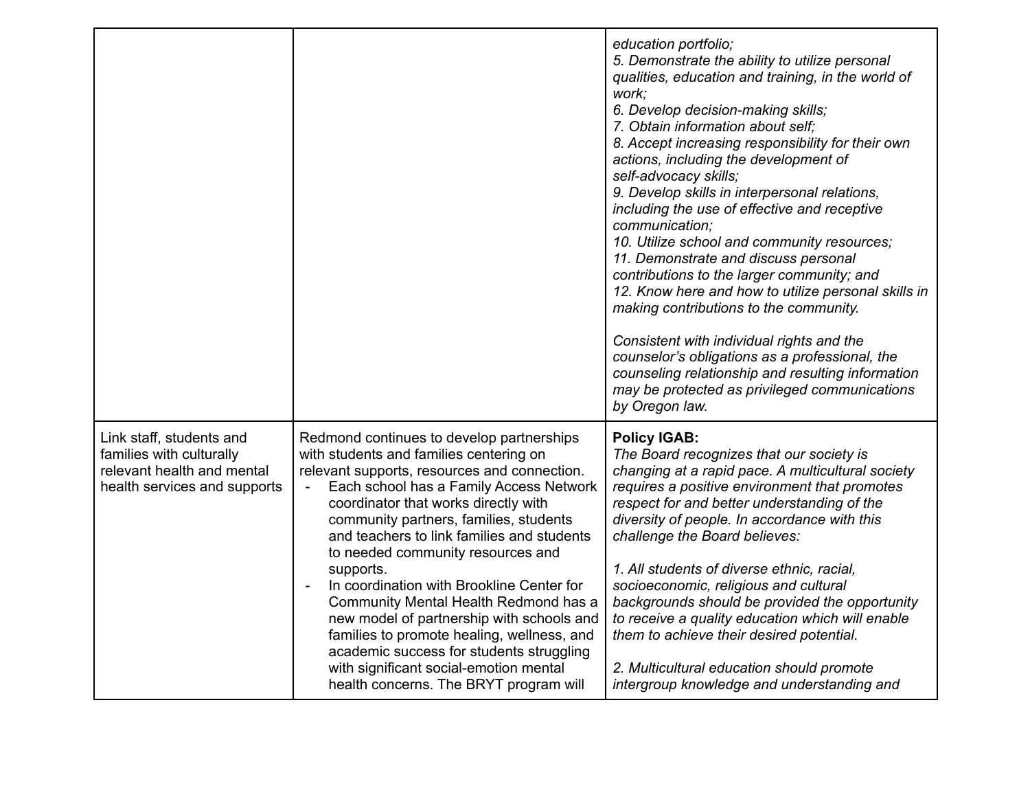| | | |
|---|---|---|
| | | *education portfolio;*<br>*5. Demonstrate the ability to utilize personal qualities, education and training, in the world of work;*<br>*6. Develop decision-making skills;*<br>*7. Obtain information about self;*<br>*8. Accept increasing responsibility for their own actions, including the development of self-advocacy skills;*<br>*9. Develop skills in interpersonal relations, including the use of effective and receptive communication;*<br>*10. Utilize school and community resources;*<br>*11. Demonstrate and discuss personal contributions to the larger community; and*<br>*12. Know here and how to utilize personal skills in making contributions to the community.*<br><br>*Consistent with individual rights and the counselor's obligations as a professional, the counseling relationship and resulting information may be protected as privileged communications by Oregon law.* |
| Link staff, students and families with culturally relevant health and mental health services and supports | Redmond continues to develop partnerships with students and families centering on relevant supports, resources and connection.<br>- Each school has a Family Access Network coordinator that works directly with community partners, families, students and teachers to link families and students to needed community resources and supports.<br>- In coordination with Brookline Center for Community Mental Health Redmond has a new model of partnership with schools and families to promote healing, wellness, and academic success for students struggling with significant social-emotion mental health concerns. The BRYT program will | **Policy IGAB:**<br>*The Board recognizes that our society is changing at a rapid pace. A multicultural society requires a positive environment that promotes respect for and better understanding of the diversity of people. In accordance with this challenge the Board believes:*<br><br>*1. All students of diverse ethnic, racial, socioeconomic, religious and cultural backgrounds should be provided the opportunity to receive a quality education which will enable them to achieve their desired potential.*<br><br>*2. Multicultural education should promote intergroup knowledge and understanding and* |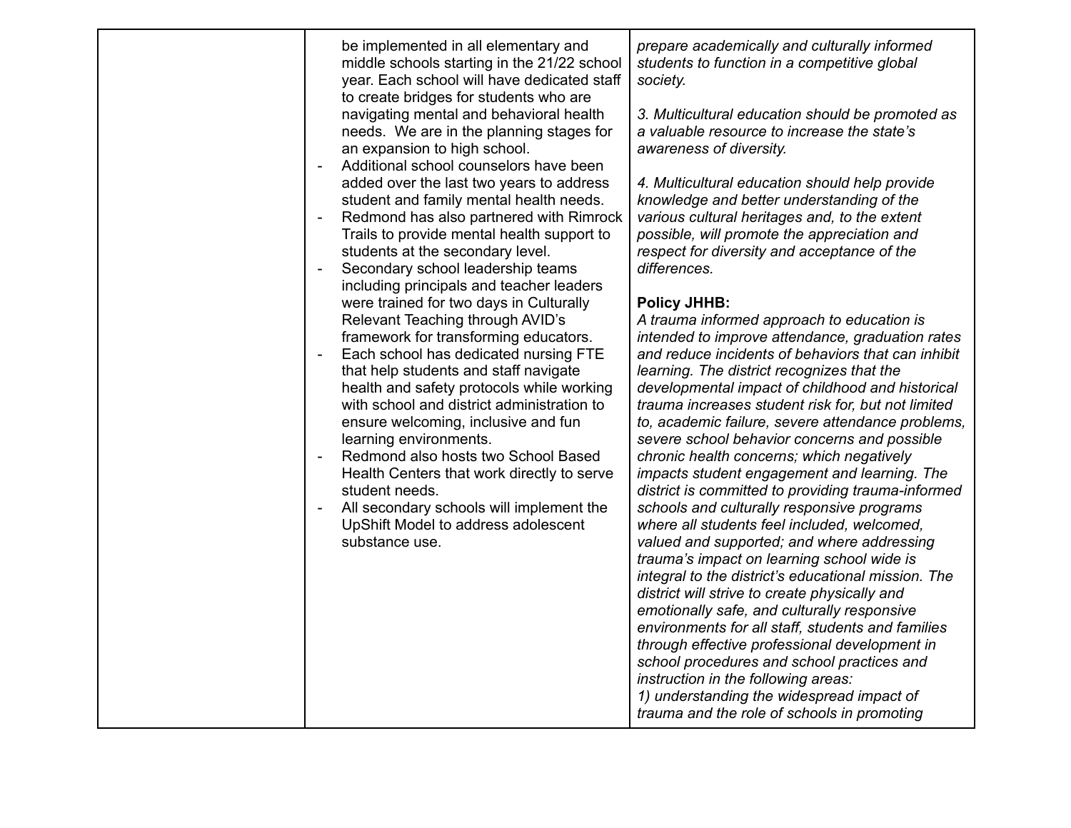| | | |
|---|---|---|
| | be implemented in all elementary and middle schools starting in the 21/22 school year. Each school will have dedicated staff to create bridges for students who are navigating mental and behavioral health needs. We are in the planning stages for an expansion to high school.<br>- Additional school counselors have been added over the last two years to address student and family mental health needs.<br>- Redmond has also partnered with Rimrock Trails to provide mental health support to students at the secondary level.<br>- Secondary school leadership teams including principals and teacher leaders were trained for two days in Culturally Relevant Teaching through AVID's framework for transforming educators.<br>- Each school has dedicated nursing FTE that help students and staff navigate health and safety protocols while working with school and district administration to ensure welcoming, inclusive and fun learning environments.<br>- Redmond also hosts two School Based Health Centers that work directly to serve student needs.<br>- All secondary schools will implement the UpShift Model to address adolescent substance use. | *prepare academically and culturally informed students to function in a competitive global society.*<br><br>*3. Multicultural education should be promoted as a valuable resource to increase the state's awareness of diversity.*<br><br>*4. Multicultural education should help provide knowledge and better understanding of the various cultural heritages and, to the extent possible, will promote the appreciation and respect for diversity and acceptance of the differences.*<br><br>**Policy JHHB:**<br>*A trauma informed approach to education is intended to improve attendance, graduation rates and reduce incidents of behaviors that can inhibit learning. The district recognizes that the developmental impact of childhood and historical trauma increases student risk for, but not limited to, academic failure, severe attendance problems, severe school behavior concerns and possible chronic health concerns; which negatively impacts student engagement and learning. The district is committed to providing trauma-informed schools and culturally responsive programs where all students feel included, welcomed, valued and supported; and where addressing trauma's impact on learning school wide is integral to the district's educational mission. The district will strive to create physically and emotionally safe, and culturally responsive environments for all staff, students and families through effective professional development in school procedures and school practices and instruction in the following areas:*<br>*1) understanding the widespread impact of trauma and the role of schools in promoting* |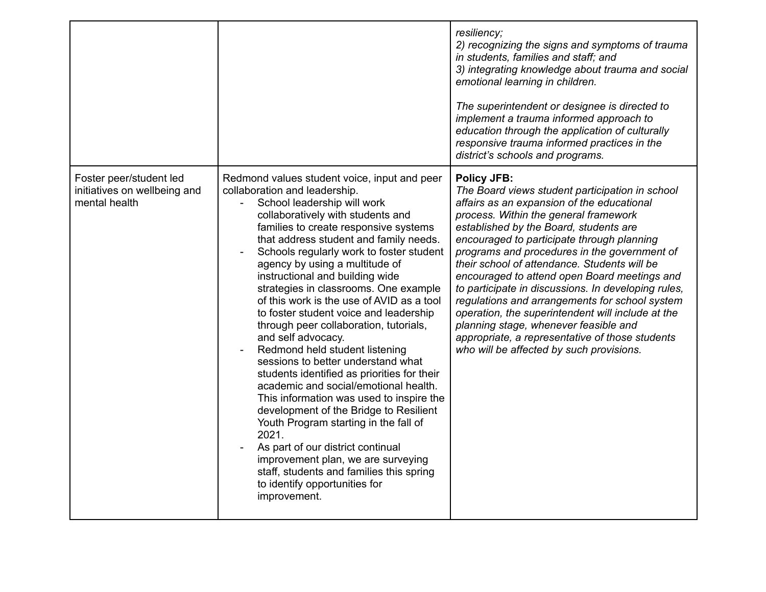| | | |
|---|---|---|
| | | *resiliency;*<br>*2) recognizing the signs and symptoms of trauma in students, families and staff; and*<br>*3) integrating knowledge about trauma and social emotional learning in children.*<br><br>*The superintendent or designee is directed to implement a trauma informed approach to education through the application of culturally responsive trauma informed practices in the district's schools and programs.* |
| Foster peer/student led initiatives on wellbeing and mental health | Redmond values student voice, input and peer collaboration and leadership.<br>- School leadership will work collaboratively with students and families to create responsive systems that address student and family needs.<br>- Schools regularly work to foster student agency by using a multitude of instructional and building wide strategies in classrooms. One example of this work is the use of AVID as a tool to foster student voice and leadership through peer collaboration, tutorials, and self advocacy.<br>- Redmond held student listening sessions to better understand what students identified as priorities for their academic and social/emotional health. This information was used to inspire the development of the Bridge to Resilient Youth Program starting in the fall of 2021.<br>- As part of our district continual improvement plan, we are surveying staff, students and families this spring to identify opportunities for improvement. | **Policy JFB:**<br>*The Board views student participation in school affairs as an expansion of the educational process. Within the general framework established by the Board, students are encouraged to participate through planning programs and procedures in the government of their school of attendance. Students will be encouraged to attend open Board meetings and to participate in discussions. In developing rules, regulations and arrangements for school system operation, the superintendent will include at the planning stage, whenever feasible and appropriate, a representative of those students who will be affected by such provisions.* |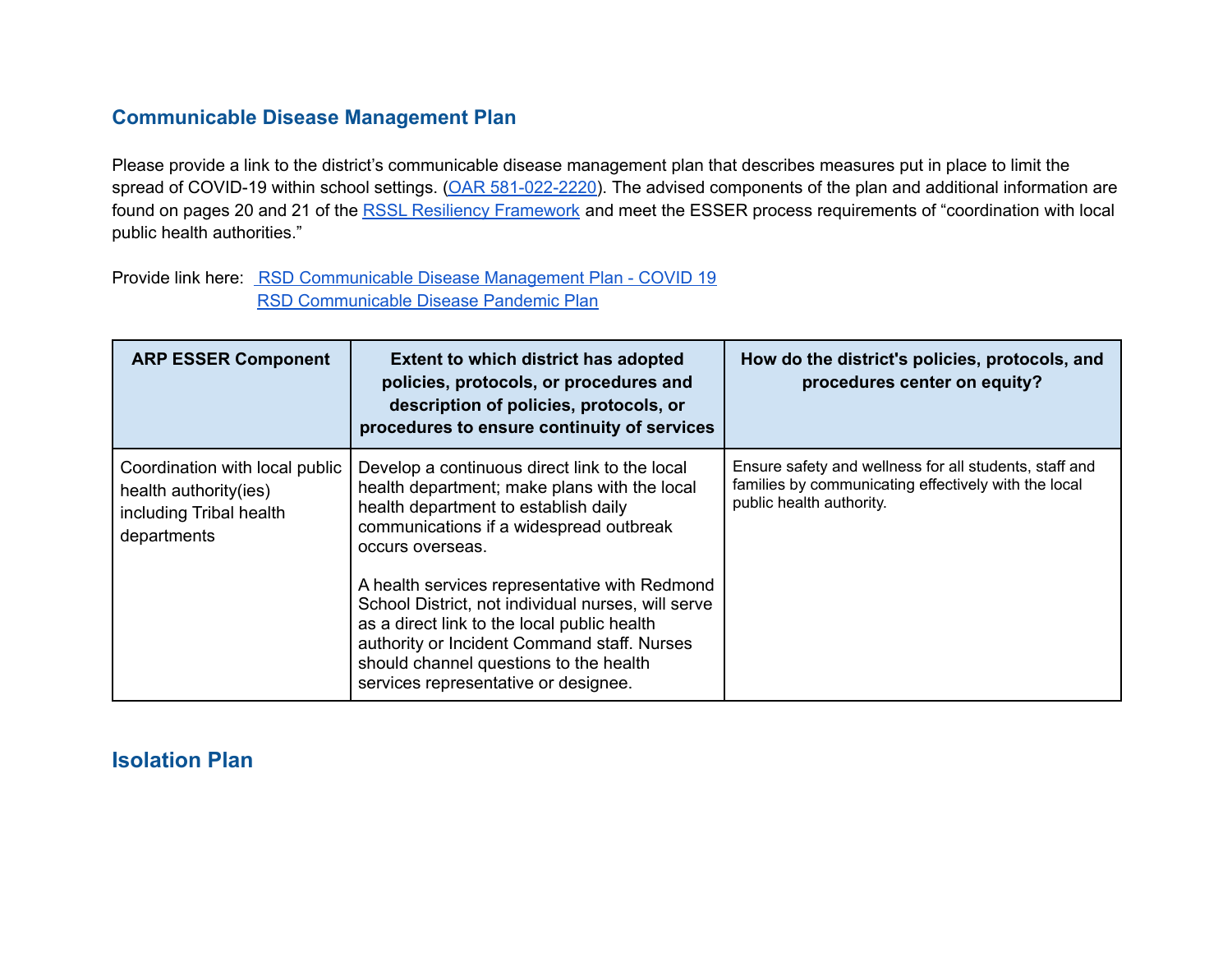## Communicable Disease Management Plan

Please provide a link to the district's communicable disease management plan that describes measures put in place to limit the spread of COVID-19 within school settings. (OAR 581-022-2220). The advised components of the plan and additional information are found on pages 20 and 21 of the RSSL Resiliency Framework and meet the ESSER process requirements of "coordination with local public health authorities."

Provide link here: RSD Communicable Disease Management Plan - COVID 19
RSD Communicable Disease Pandemic Plan

| ARP ESSER Component | Extent to which district has adopted policies, protocols, or procedures and description of policies, protocols, or procedures to ensure continuity of services | How do the district's policies, protocols, and procedures center on equity? |
|---|---|---|
| Coordination with local public health authority(ies) including Tribal health departments | Develop a continuous direct link to the local health department; make plans with the local health department to establish daily communications if a widespread outbreak occurs overseas.<br><br>A health services representative with Redmond School District, not individual nurses, will serve as a direct link to the local public health authority or Incident Command staff. Nurses should channel questions to the health services representative or designee. | Ensure safety and wellness for all students, staff and families by communicating effectively with the local public health authority. |

## Isolation Plan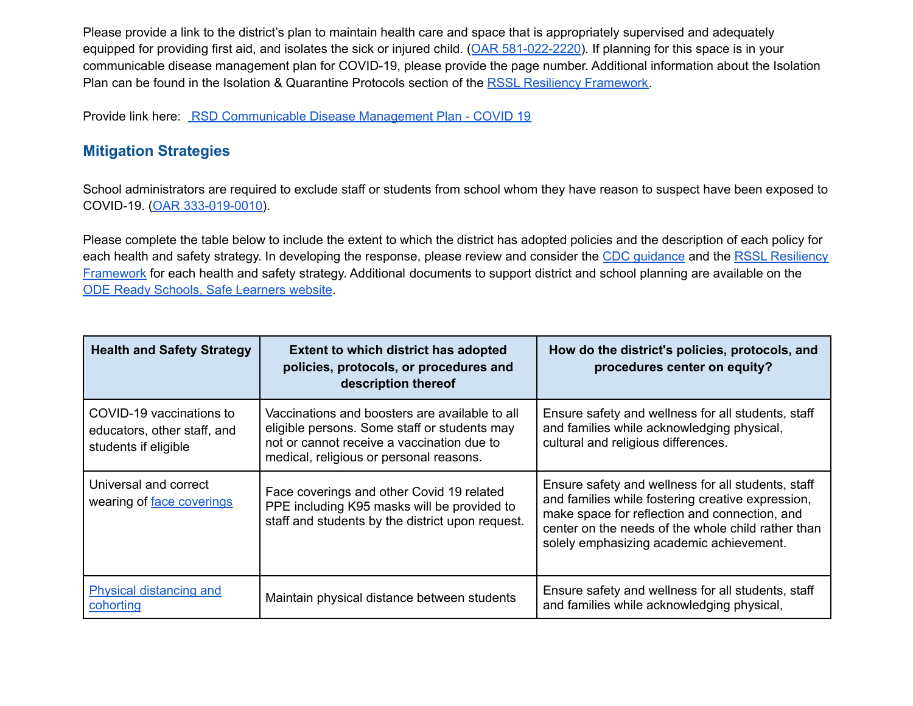Please provide a link to the district's plan to maintain health care and space that is appropriately supervised and adequately equipped for providing first aid, and isolates the sick or injured child. (OAR 581-022-2220). If planning for this space is in your communicable disease management plan for COVID-19, please provide the page number. Additional information about the Isolation Plan can be found in the Isolation & Quarantine Protocols section of the RSSL Resiliency Framework.

Provide link here: RSD Communicable Disease Management Plan - COVID 19

## Mitigation Strategies

School administrators are required to exclude staff or students from school whom they have reason to suspect have been exposed to COVID-19. (OAR 333-019-0010).

Please complete the table below to include the extent to which the district has adopted policies and the description of each policy for each health and safety strategy. In developing the response, please review and consider the CDC guidance and the RSSL Resiliency Framework for each health and safety strategy. Additional documents to support district and school planning are available on the ODE Ready Schools, Safe Learners website.

| Health and Safety Strategy | Extent to which district has adopted policies, protocols, or procedures and description thereof | How do the district's policies, protocols, and procedures center on equity? |
|---|---|---|
| COVID-19 vaccinations to educators, other staff, and students if eligible | Vaccinations and boosters are available to all eligible persons. Some staff or students may not or cannot receive a vaccination due to medical, religious or personal reasons. | Ensure safety and wellness for all students, staff and families while acknowledging physical, cultural and religious differences. |
| Universal and correct wearing of face coverings | Face coverings and other Covid 19 related PPE including K95 masks will be provided to staff and students by the district upon request. | Ensure safety and wellness for all students, staff and families while fostering creative expression, make space for reflection and connection, and center on the needs of the whole child rather than solely emphasizing academic achievement. |
| Physical distancing and cohorting | Maintain physical distance between students | Ensure safety and wellness for all students, staff and families while acknowledging physical, |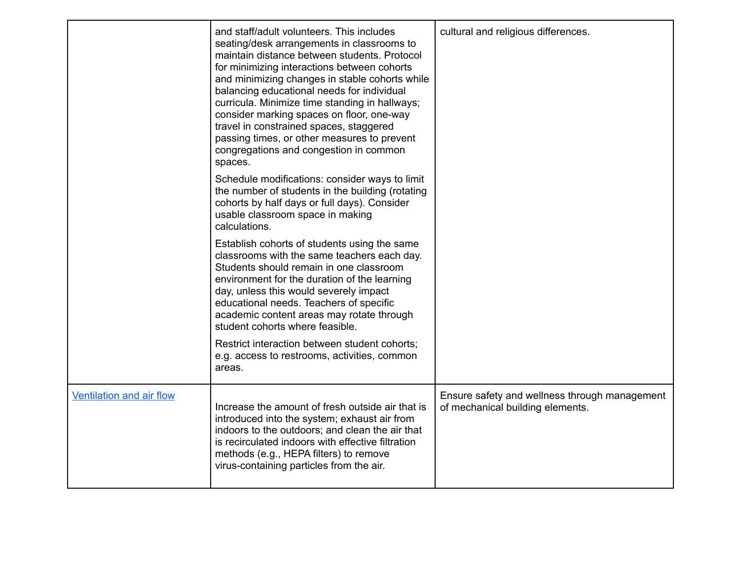| | | |
|---|---|---|
| | and staff/adult volunteers. This includes seating/desk arrangements in classrooms to maintain distance between students. Protocol for minimizing interactions between cohorts and minimizing changes in stable cohorts while balancing educational needs for individual curricula. Minimize time standing in hallways; consider marking spaces on floor, one-way travel in constrained spaces, staggered passing times, or other measures to prevent congregations and congestion in common spaces.<br><br>Schedule modifications: consider ways to limit the number of students in the building (rotating cohorts by half days or full days). Consider usable classroom space in making calculations.<br><br>Establish cohorts of students using the same classrooms with the same teachers each day. Students should remain in one classroom environment for the duration of the learning day, unless this would severely impact educational needs. Teachers of specific academic content areas may rotate through student cohorts where feasible.<br><br>Restrict interaction between student cohorts; e.g. access to restrooms, activities, common areas. | cultural and religious differences. |
| Ventilation and air flow | Increase the amount of fresh outside air that is introduced into the system; exhaust air from indoors to the outdoors; and clean the air that is recirculated indoors with effective filtration methods (e.g., HEPA filters) to remove virus-containing particles from the air. | Ensure safety and wellness through management of mechanical building elements. |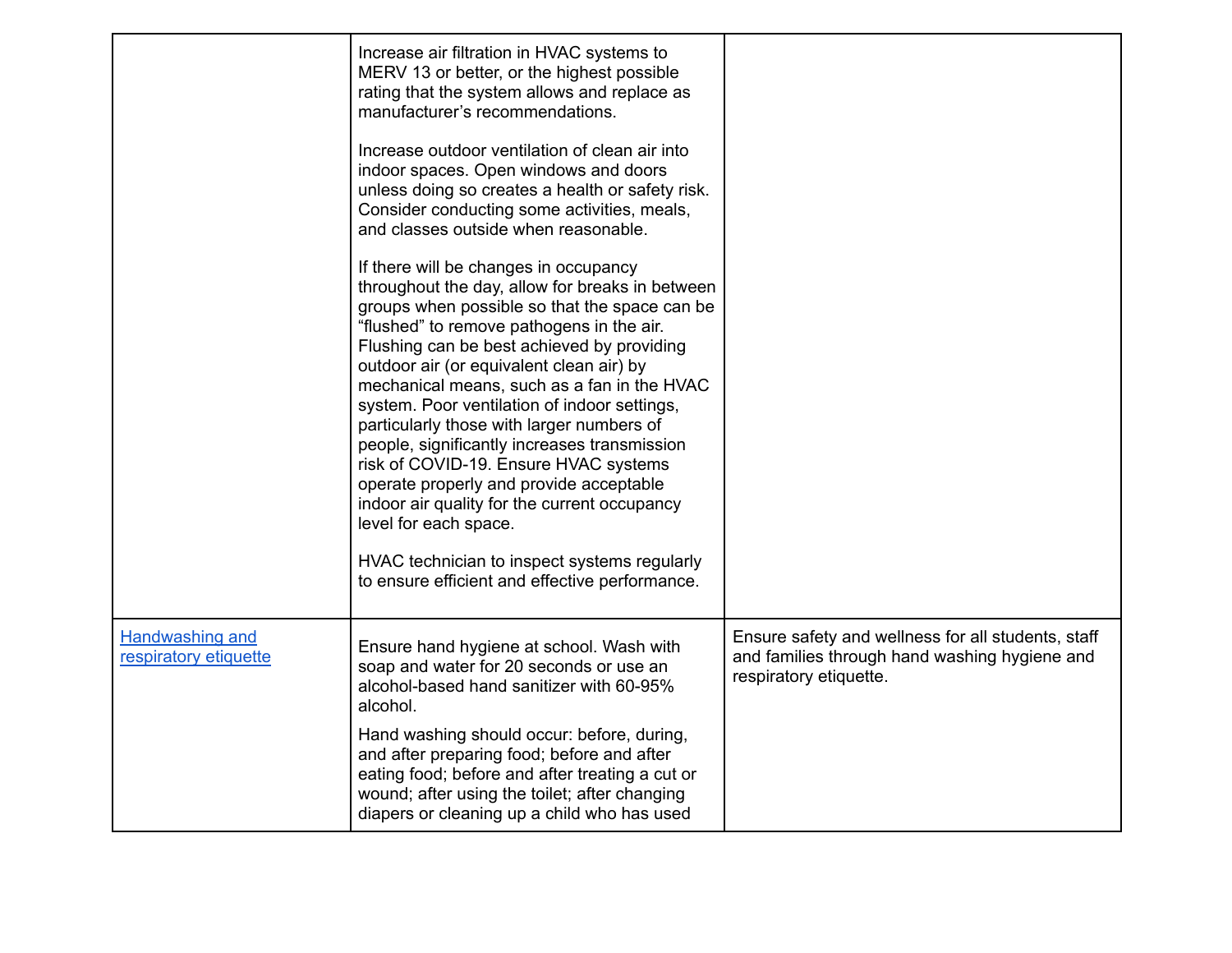| | | |
|---|---|---|
| | Increase air filtration in HVAC systems to MERV 13 or better, or the highest possible rating that the system allows and replace as manufacturer's recommendations.<br><br>Increase outdoor ventilation of clean air into indoor spaces. Open windows and doors unless doing so creates a health or safety risk. Consider conducting some activities, meals, and classes outside when reasonable.<br><br>If there will be changes in occupancy throughout the day, allow for breaks in between groups when possible so that the space can be "flushed" to remove pathogens in the air. Flushing can be best achieved by providing outdoor air (or equivalent clean air) by mechanical means, such as a fan in the HVAC system. Poor ventilation of indoor settings, particularly those with larger numbers of people, significantly increases transmission risk of COVID-19. Ensure HVAC systems operate properly and provide acceptable indoor air quality for the current occupancy level for each space.<br><br>HVAC technician to inspect systems regularly to ensure efficient and effective performance. | |
| Handwashing and respiratory etiquette | Ensure hand hygiene at school. Wash with soap and water for 20 seconds or use an alcohol-based hand sanitizer with 60-95% alcohol.<br><br>Hand washing should occur: before, during, and after preparing food; before and after eating food; before and after treating a cut or wound; after using the toilet; after changing diapers or cleaning up a child who has used | Ensure safety and wellness for all students, staff and families through hand washing hygiene and respiratory etiquette. |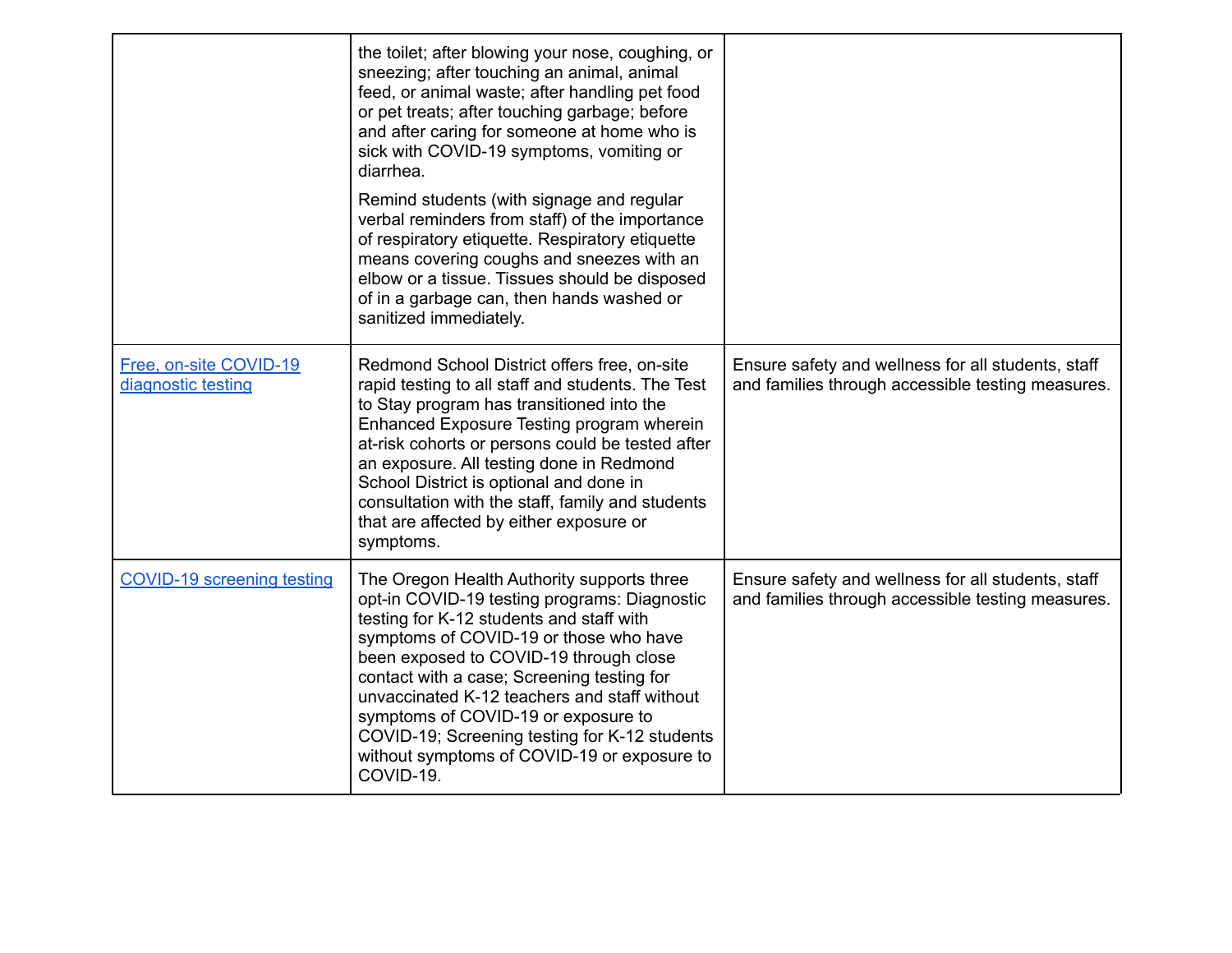| | | |
|---|---|---|
| | the toilet; after blowing your nose, coughing, or sneezing; after touching an animal, animal feed, or animal waste; after handling pet food or pet treats; after touching garbage; before and after caring for someone at home who is sick with COVID-19 symptoms, vomiting or diarrhea.<br><br>Remind students (with signage and regular verbal reminders from staff) of the importance of respiratory etiquette. Respiratory etiquette means covering coughs and sneezes with an elbow or a tissue. Tissues should be disposed of in a garbage can, then hands washed or sanitized immediately. | |
| Free, on-site COVID-19 diagnostic testing | Redmond School District offers free, on-site rapid testing to all staff and students. The Test to Stay program has transitioned into the Enhanced Exposure Testing program wherein at-risk cohorts or persons could be tested after an exposure. All testing done in Redmond School District is optional and done in consultation with the staff, family and students that are affected by either exposure or symptoms. | Ensure safety and wellness for all students, staff and families through accessible testing measures. |
| COVID-19 screening testing | The Oregon Health Authority supports three opt-in COVID-19 testing programs: Diagnostic testing for K-12 students and staff with symptoms of COVID-19 or those who have been exposed to COVID-19 through close contact with a case; Screening testing for unvaccinated K-12 teachers and staff without symptoms of COVID-19 or exposure to COVID-19; Screening testing for K-12 students without symptoms of COVID-19 or exposure to COVID-19. | Ensure safety and wellness for all students, staff and families through accessible testing measures. |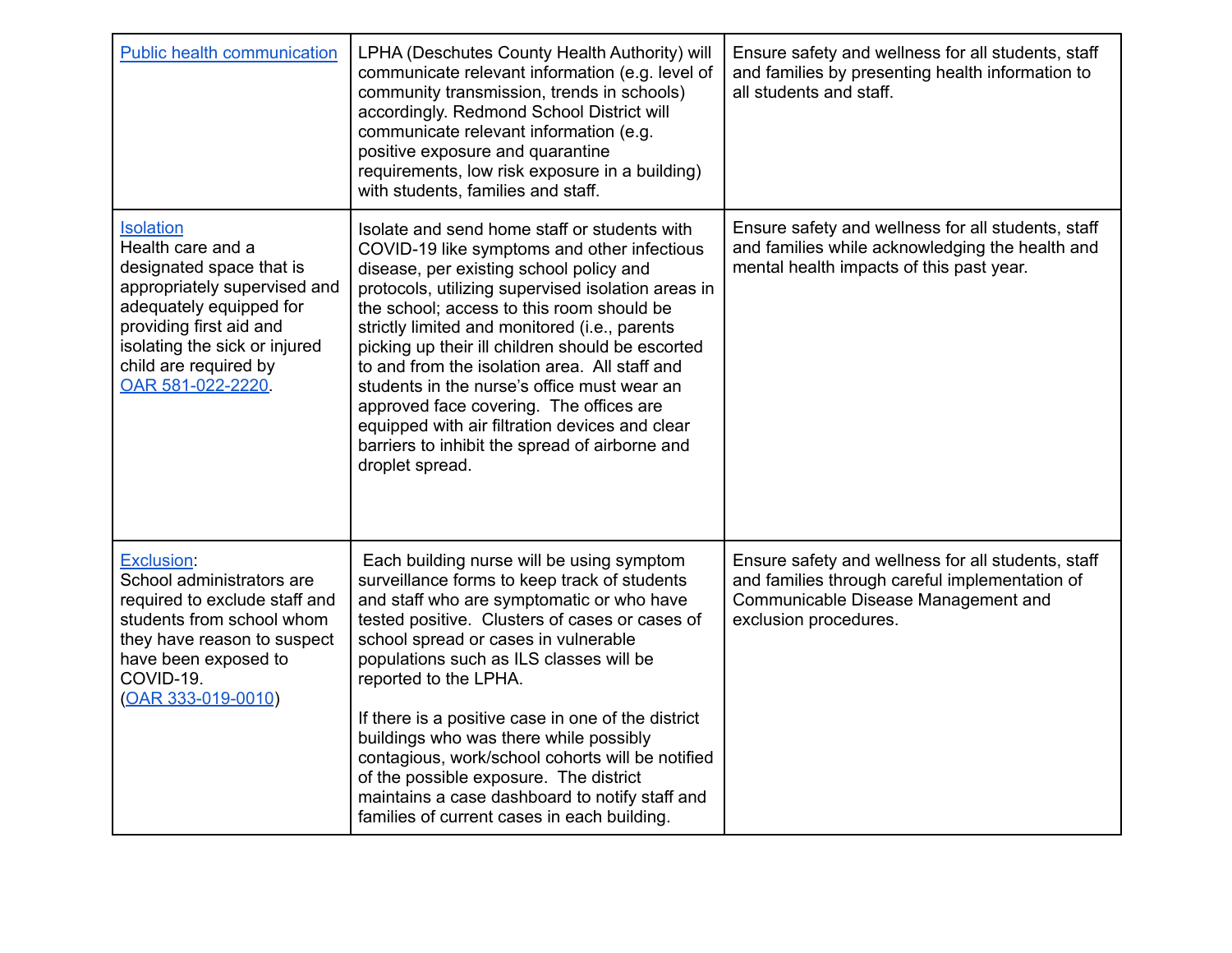| | | |
|---|---|---|
| Public health communication | LPHA (Deschutes County Health Authority) will communicate relevant information (e.g. level of community transmission, trends in schools) accordingly. Redmond School District will communicate relevant information (e.g. positive exposure and quarantine requirements, low risk exposure in a building) with students, families and staff. | Ensure safety and wellness for all students, staff and families by presenting health information to all students and staff. |
| Isolation<br>Health care and a designated space that is appropriately supervised and adequately equipped for providing first aid and isolating the sick or injured child are required by OAR 581-022-2220. | Isolate and send home staff or students with COVID-19 like symptoms and other infectious disease, per existing school policy and protocols, utilizing supervised isolation areas in the school; access to this room should be strictly limited and monitored (i.e., parents picking up their ill children should be escorted to and from the isolation area. All staff and students in the nurse's office must wear an approved face covering. The offices are equipped with air filtration devices and clear barriers to inhibit the spread of airborne and droplet spread. | Ensure safety and wellness for all students, staff and families while acknowledging the health and mental health impacts of this past year. |
| Exclusion:<br>School administrators are required to exclude staff and students from school whom they have reason to suspect have been exposed to COVID-19.<br>(OAR 333-019-0010) | Each building nurse will be using symptom surveillance forms to keep track of students and staff who are symptomatic or who have tested positive. Clusters of cases or cases of school spread or cases in vulnerable populations such as ILS classes will be reported to the LPHA.<br><br>If there is a positive case in one of the district buildings who was there while possibly contagious, work/school cohorts will be notified of the possible exposure. The district maintains a case dashboard to notify staff and families of current cases in each building. | Ensure safety and wellness for all students, staff and families through careful implementation of Communicable Disease Management and exclusion procedures. |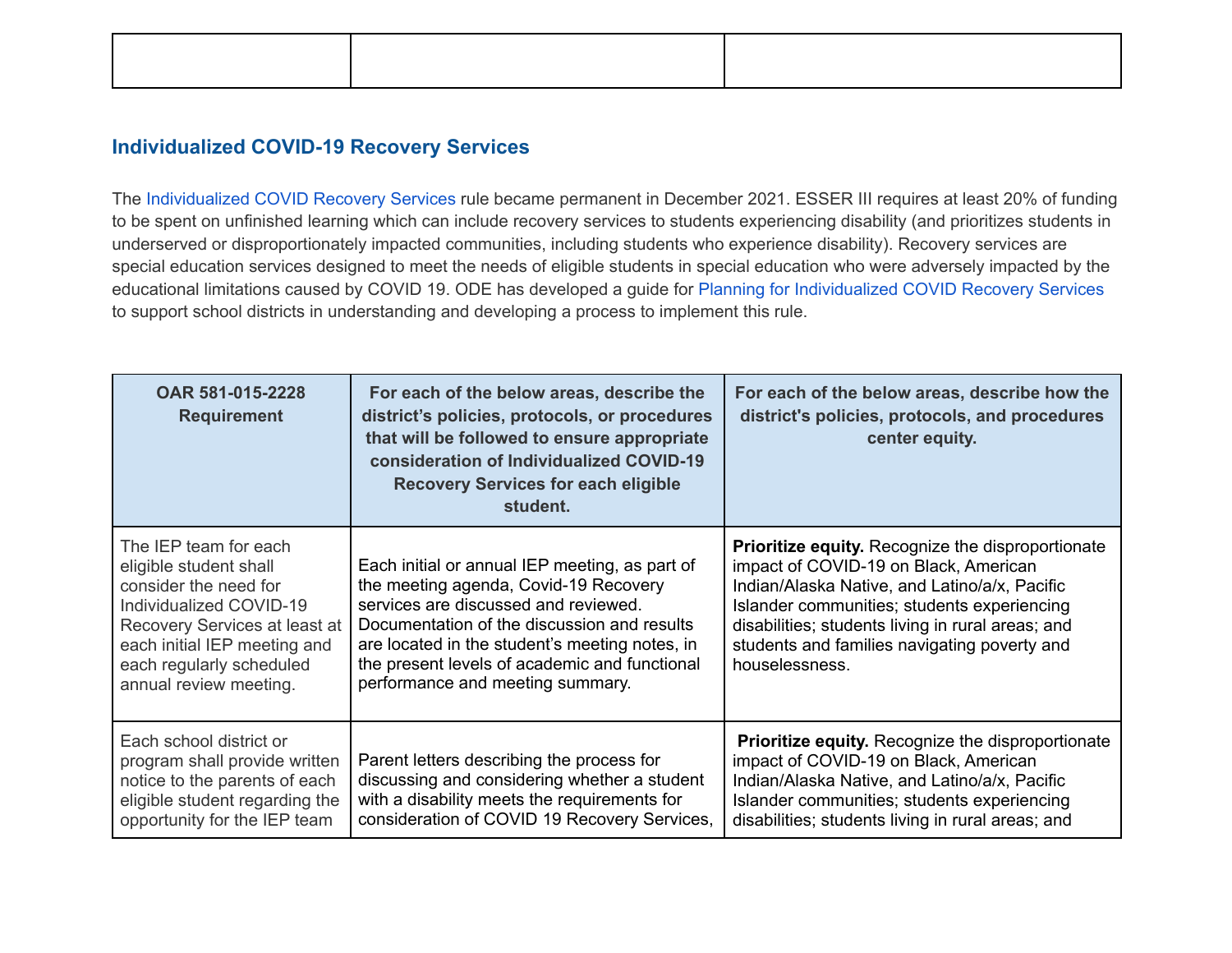| | | |
|---|---|---|
| | | |

## Individualized COVID-19 Recovery Services

The Individualized COVID Recovery Services rule became permanent in December 2021. ESSER III requires at least 20% of funding to be spent on unfinished learning which can include recovery services to students experiencing disability (and prioritizes students in underserved or disproportionately impacted communities, including students who experience disability). Recovery services are special education services designed to meet the needs of eligible students in special education who were adversely impacted by the educational limitations caused by COVID 19. ODE has developed a guide for Planning for Individualized COVID Recovery Services to support school districts in understanding and developing a process to implement this rule.

| OAR 581-015-2228 Requirement | For each of the below areas, describe the district's policies, protocols, or procedures that will be followed to ensure appropriate consideration of Individualized COVID-19 Recovery Services for each eligible student. | For each of the below areas, describe how the district's policies, protocols, and procedures center equity. |
|---|---|---|
| The IEP team for each eligible student shall consider the need for Individualized COVID-19 Recovery Services at least at each initial IEP meeting and each regularly scheduled annual review meeting. | Each initial or annual IEP meeting, as part of the meeting agenda, Covid-19 Recovery services are discussed and reviewed. Documentation of the discussion and results are located in the student's meeting notes, in the present levels of academic and functional performance and meeting summary. | **Prioritize equity.** Recognize the disproportionate impact of COVID-19 on Black, American Indian/Alaska Native, and Latino/a/x, Pacific Islander communities; students experiencing disabilities; students living in rural areas; and students and families navigating poverty and houselessness. |
| Each school district or program shall provide written notice to the parents of each eligible student regarding the opportunity for the IEP team | Parent letters describing the process for discussing and considering whether a student with a disability meets the requirements for consideration of COVID 19 Recovery Services, | **Prioritize equity.** Recognize the disproportionate impact of COVID-19 on Black, American Indian/Alaska Native, and Latino/a/x, Pacific Islander communities; students experiencing disabilities; students living in rural areas; and |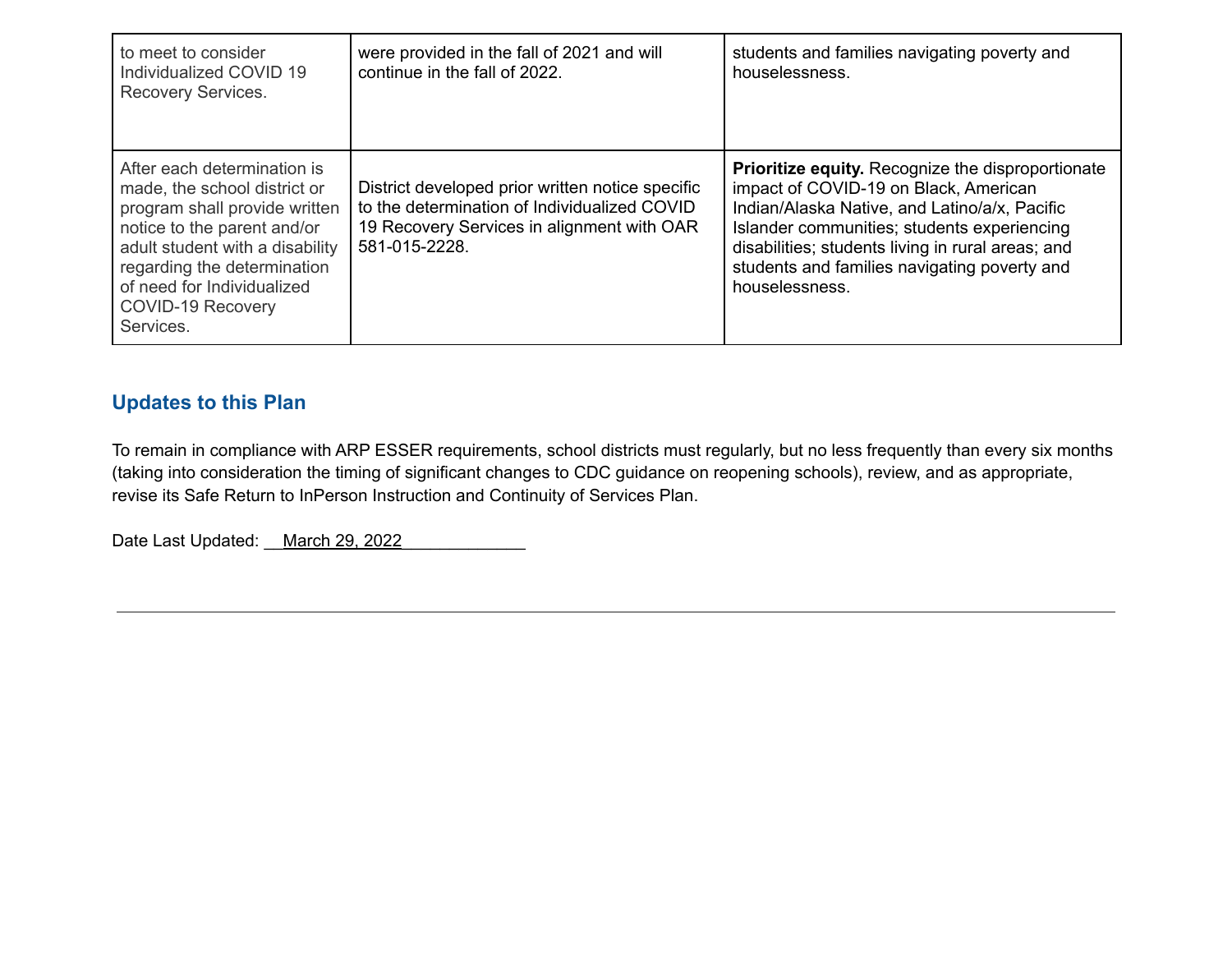| | | |
|---|---|---|
| to meet to consider Individualized COVID 19 Recovery Services. | were provided in the fall of 2021 and will continue in the fall of 2022. | students and families navigating poverty and houselessness. |
| After each determination is made, the school district or program shall provide written notice to the parent and/or adult student with a disability regarding the determination of need for Individualized COVID-19 Recovery Services. | District developed prior written notice specific to the determination of Individualized COVID 19 Recovery Services in alignment with OAR 581-015-2228. | **Prioritize equity.** Recognize the disproportionate impact of COVID-19 on Black, American Indian/Alaska Native, and Latino/a/x, Pacific Islander communities; students experiencing disabilities; students living in rural areas; and students and families navigating poverty and houselessness. |

## Updates to this Plan

To remain in compliance with ARP ESSER requirements, school districts must regularly, but no less frequently than every six months (taking into consideration the timing of significant changes to CDC guidance on reopening schools), review, and as appropriate, revise its Safe Return to InPerson Instruction and Continuity of Services Plan.

Date Last Updated: __March 29, 2022_____________